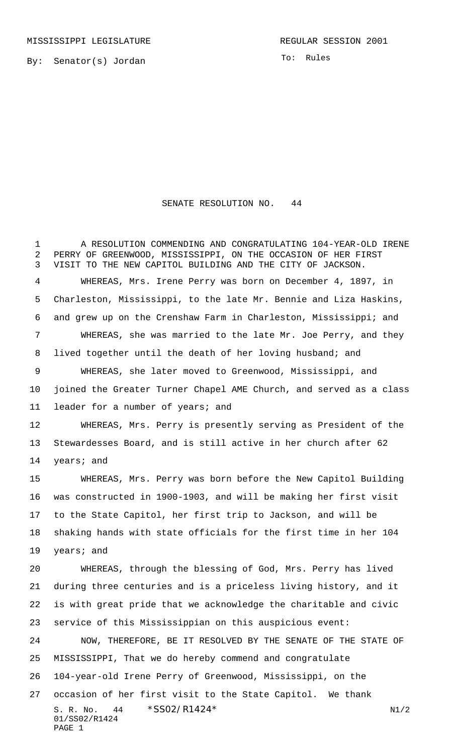MISSISSIPPI LEGISLATURE REGULAR SESSION 2001

By: Senator(s) Jordan

To: Rules

# SENATE RESOLUTION NO. 44

A RESOLUTION COMMENDING AND CONGRATULATING 104-YEAR-OLD IRENE PERRY OF GREENWOOD, MISSISSIPPI, ON THE OCCASION OF HER FIRST VISIT TO THE NEW CAPITOL BUILDING AND THE CITY OF JACKSON.

WHEREAS, Mrs. Irene Perry was born on December 4, 1897, in Charleston, Mississippi, to the late Mr. Bennie and Liza Haskins, and grew up on the Crenshaw Farm in Charleston, Mississippi; and

WHEREAS, she was married to the late Mr. Joe Perry, and they lived together until the death of her loving husband; and

WHEREAS, she later moved to Greenwood, Mississippi, and joined the Greater Turner Chapel AME Church, and served as a class leader for a number of years; and

WHEREAS, Mrs. Perry is presently serving as President of the Stewardesses Board, and is still active in her church after 62 years; and

WHEREAS, Mrs. Perry was born before the New Capitol Building was constructed in 1900-1903, and will be making her first visit to the State Capitol, her first trip to Jackson, and will be shaking hands with state officials for the first time in her 104 years; and

WHEREAS, through the blessing of God, Mrs. Perry has lived during three centuries and is a priceless living history, and it is with great pride that we acknowledge the charitable and civic service of this Mississippian on this auspicious event:

NOW, THEREFORE, BE IT RESOLVED BY THE SENATE OF THE STATE OF MISSISSIPPI, That we do hereby commend and congratulate 104-year-old Irene Perry of Greenwood, Mississippi, on the occasion of her first visit to the State Capitol. We thank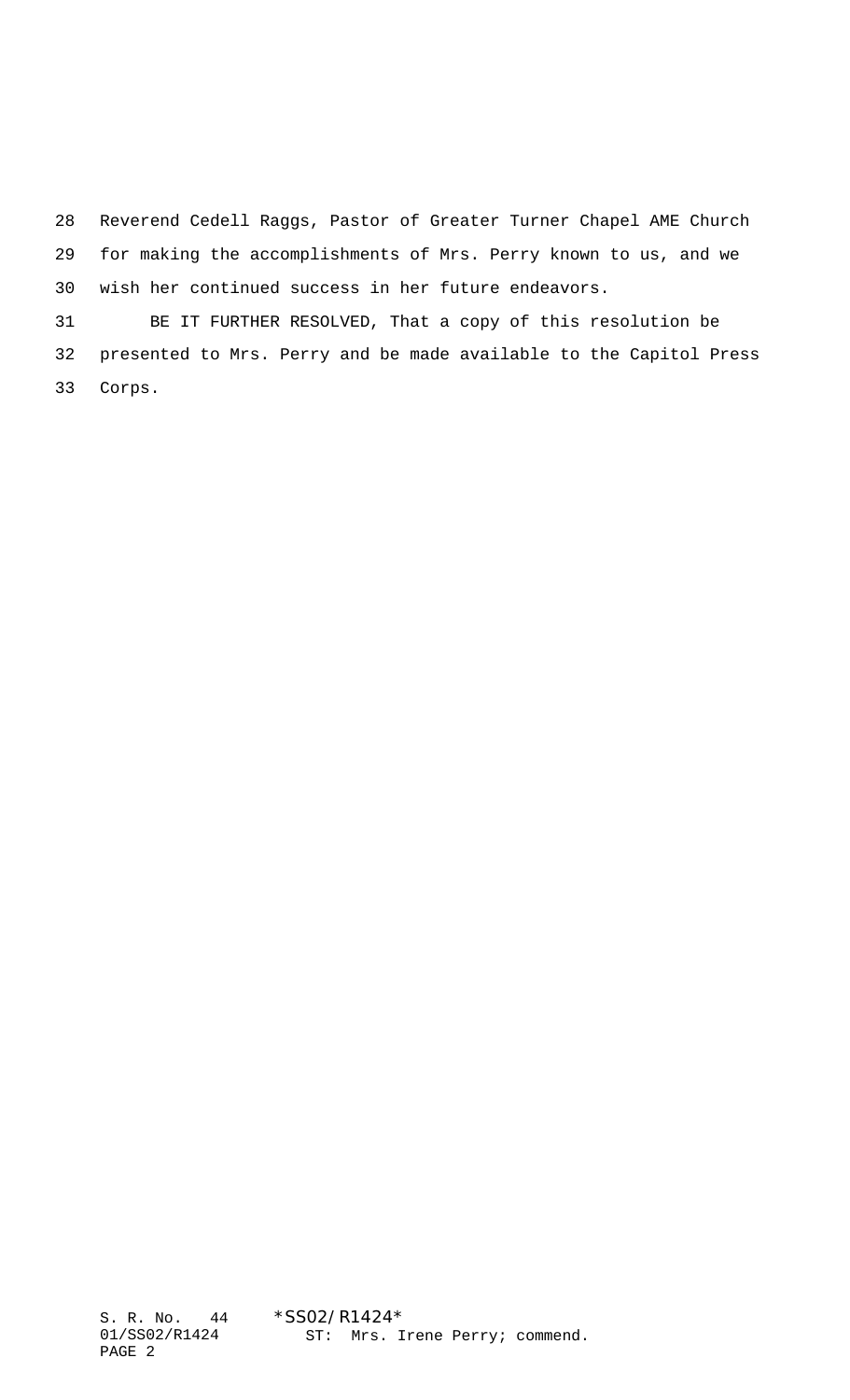Reverend Cedell Raggs, Pastor of Greater Turner Chapel AME Church for making the accomplishments of Mrs. Perry known to us, and we wish her continued success in her future endeavors.

BE IT FURTHER RESOLVED, That a copy of this resolution be presented to Mrs. Perry and be made available to the Capitol Press Corps.